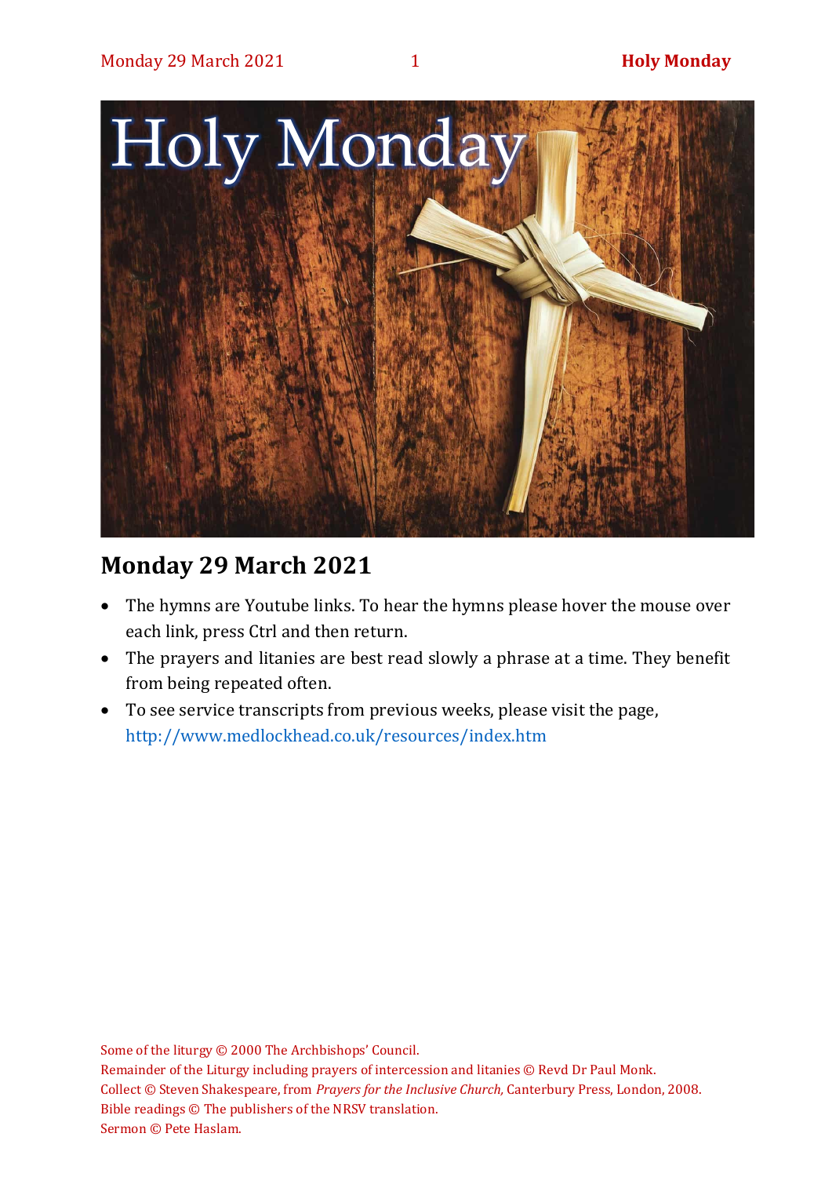# Holy Monday

## Monday 29 March 2021

- The hymns are Youtube links. To hear the hymns please hover the mouse over each link, press Ctrl and then return.
- The prayers and litanies are best read slowly a phrase at a time. They benefit from being repeated often.
- To see service transcripts from previous weeks, please visit the page, http://www.medlockhead.co.uk/resources/index.htm

Some of the liturgy © 2000 The Archbishops' Council.
Remainder of the Liturgy including prayers of intercession and litanies © Revd Dr Paul Monk.
Collect © Steven Shakespeare, from *Prayers for the Inclusive Church,* Canterbury Press, London, 2008.
Bible readings © The publishers of the NRSV translation.
Sermon © Pete Haslam.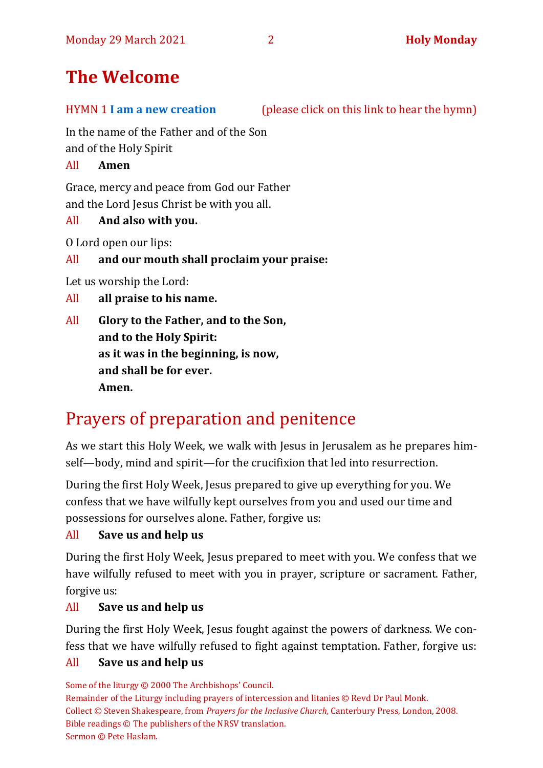# The Welcome

HYMN 1 **I am a new creation** (please click on this link to hear the hymn)

In the name of the Father and of the Son
and of the Holy Spirit

All **Amen**

Grace, mercy and peace from God our Father
and the Lord Jesus Christ be with you all.

All **And also with you.**

O Lord open our lips:

All **and our mouth shall proclaim your praise:**

Let us worship the Lord:

All **all praise to his name.**

All **Glory to the Father, and to the Son,**
**and to the Holy Spirit:**
**as it was in the beginning, is now,**
**and shall be for ever.**
**Amen.**

## Prayers of preparation and penitence

As we start this Holy Week, we walk with Jesus in Jerusalem as he prepares himself—body, mind and spirit—for the crucifixion that led into resurrection.

During the first Holy Week, Jesus prepared to give up everything for you. We confess that we have wilfully kept ourselves from you and used our time and possessions for ourselves alone. Father, forgive us:

All **Save us and help us**

During the first Holy Week, Jesus prepared to meet with you. We confess that we have wilfully refused to meet with you in prayer, scripture or sacrament. Father, forgive us:

All **Save us and help us**

During the first Holy Week, Jesus fought against the powers of darkness. We confess that we have wilfully refused to fight against temptation. Father, forgive us:

All **Save us and help us**

Some of the liturgy © 2000 The Archbishops' Council.
Remainder of the Liturgy including prayers of intercession and litanies © Revd Dr Paul Monk.
Collect © Steven Shakespeare, from *Prayers for the Inclusive Church,* Canterbury Press, London, 2008.
Bible readings © The publishers of the NRSV translation.
Sermon © Pete Haslam.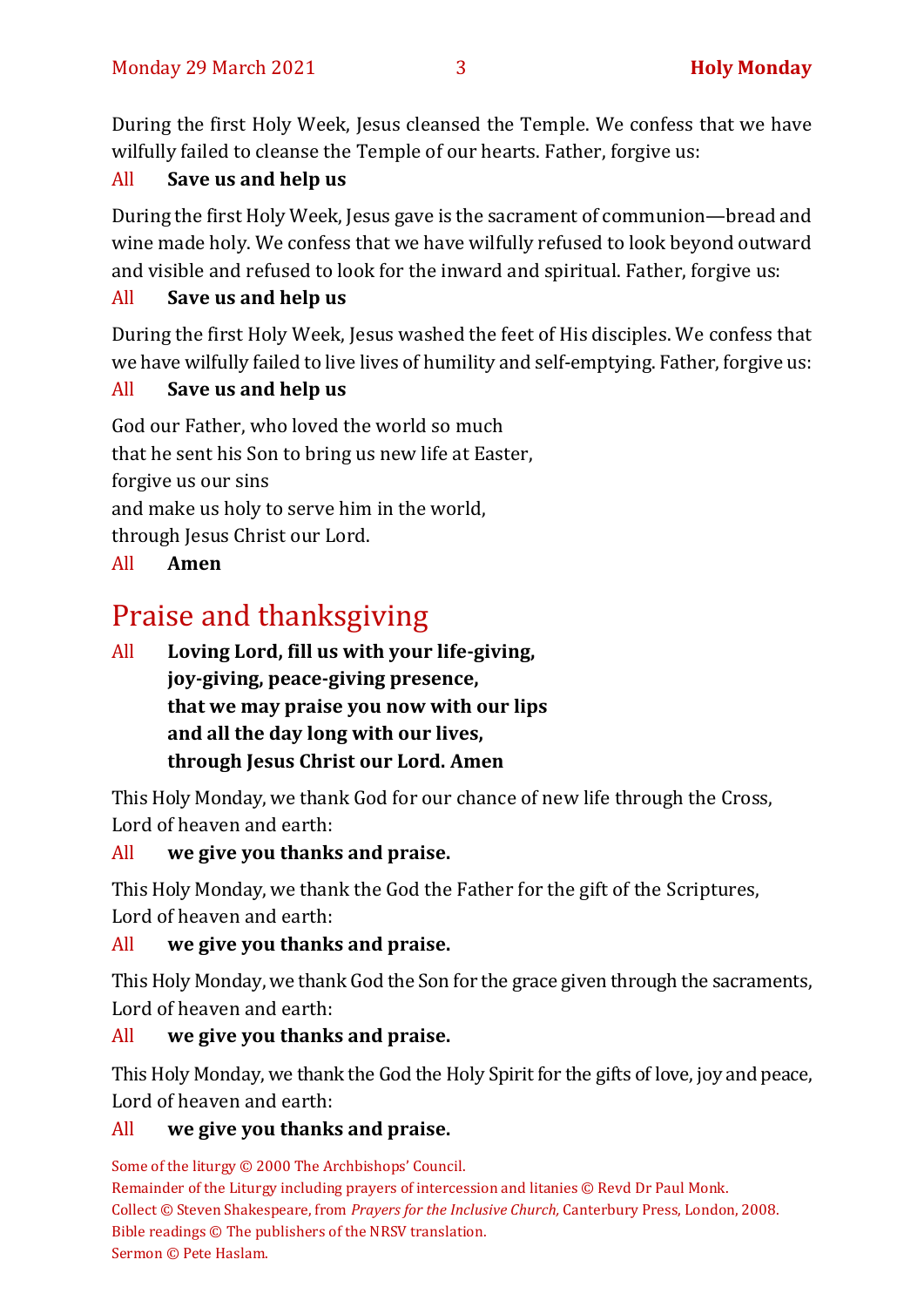During the first Holy Week, Jesus cleansed the Temple. We confess that we have wilfully failed to cleanse the Temple of our hearts. Father, forgive us:

All **Save us and help us**

During the first Holy Week, Jesus gave is the sacrament of communion—bread and wine made holy. We confess that we have wilfully refused to look beyond outward and visible and refused to look for the inward and spiritual. Father, forgive us:

All **Save us and help us**

During the first Holy Week, Jesus washed the feet of His disciples. We confess that we have wilfully failed to live lives of humility and self-emptying. Father, forgive us:

All **Save us and help us**

God our Father, who loved the world so much
that he sent his Son to bring us new life at Easter,
forgive us our sins
and make us holy to serve him in the world,
through Jesus Christ our Lord.

All **Amen**

# Praise and thanksgiving

All **Loving Lord, fill us with your life-giving,**
**joy-giving, peace-giving presence,**
**that we may praise you now with our lips**
**and all the day long with our lives,**
**through Jesus Christ our Lord. Amen**

This Holy Monday, we thank God for our chance of new life through the Cross,
Lord of heaven and earth:

All **we give you thanks and praise.**

This Holy Monday, we thank the God the Father for the gift of the Scriptures,
Lord of heaven and earth:

All **we give you thanks and praise.**

This Holy Monday, we thank God the Son for the grace given through the sacraments,
Lord of heaven and earth:

All **we give you thanks and praise.**

This Holy Monday, we thank the God the Holy Spirit for the gifts of love, joy and peace,
Lord of heaven and earth:

All **we give you thanks and praise.**

Some of the liturgy © 2000 The Archbishops' Council.
Remainder of the Liturgy including prayers of intercession and litanies © Revd Dr Paul Monk.
Collect © Steven Shakespeare, from *Prayers for the Inclusive Church,* Canterbury Press, London, 2008.
Bible readings © The publishers of the NRSV translation.
Sermon © Pete Haslam.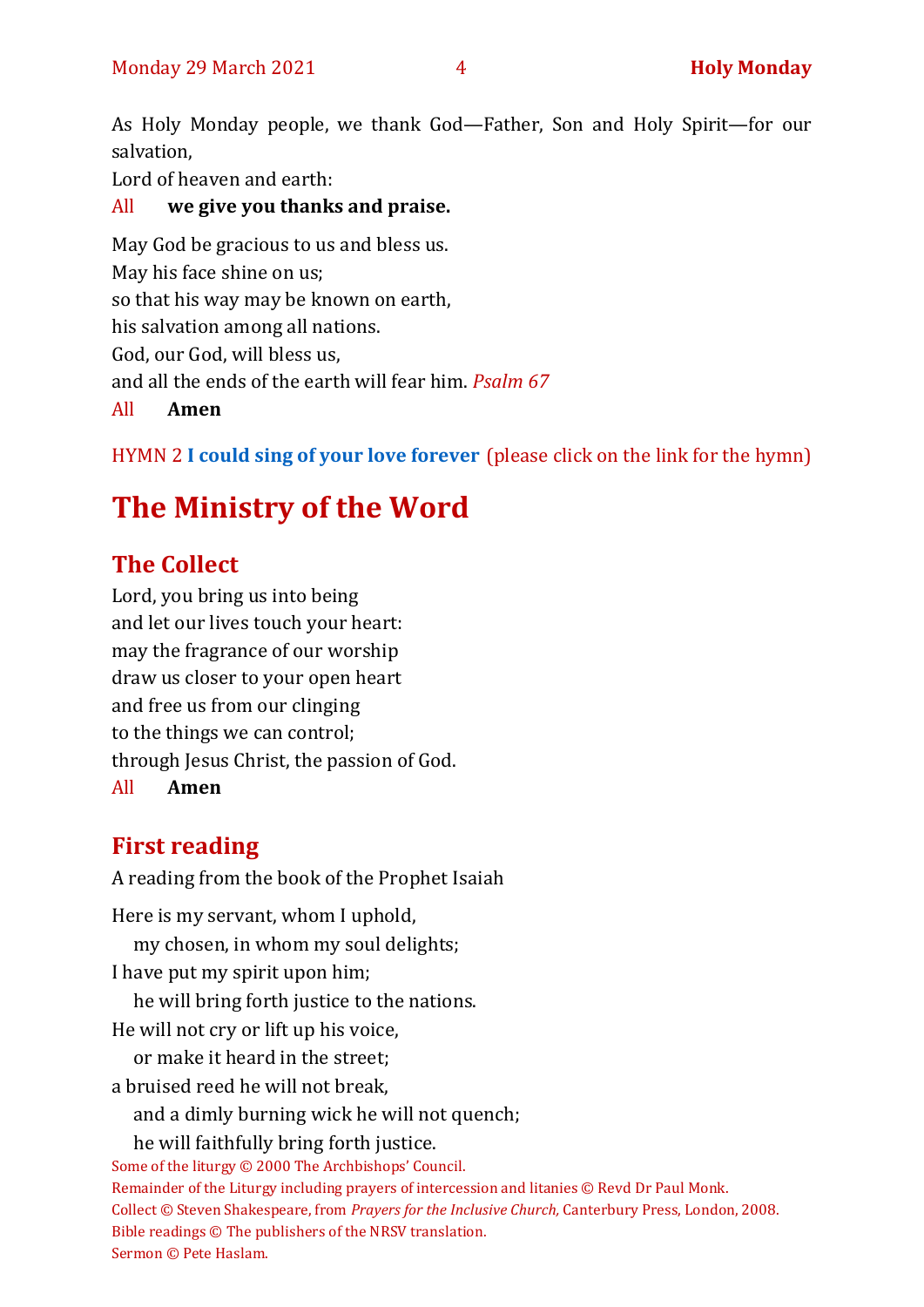As Holy Monday people, we thank God—Father, Son and Holy Spirit—for our salvation,

Lord of heaven and earth:

All **we give you thanks and praise.**

May God be gracious to us and bless us.
May his face shine on us;
so that his way may be known on earth,
his salvation among all nations.
God, our God, will bless us,
and all the ends of the earth will fear him. *Psalm 67*

All **Amen**

HYMN 2 **I could sing of your love forever** (please click on the link for the hymn)

# The Ministry of the Word

## The Collect

Lord, you bring us into being
and let our lives touch your heart:
may the fragrance of our worship
draw us closer to your open heart
and free us from our clinging
to the things we can control;
through Jesus Christ, the passion of God.

All **Amen**

## First reading

A reading from the book of the Prophet Isaiah

Here is my servant, whom I uphold,
  my chosen, in whom my soul delights;
I have put my spirit upon him;
  he will bring forth justice to the nations.
He will not cry or lift up his voice,
  or make it heard in the street;
a bruised reed he will not break,
  and a dimly burning wick he will not quench;
  he will faithfully bring forth justice.

Some of the liturgy © 2000 The Archbishops' Council.
Remainder of the Liturgy including prayers of intercession and litanies © Revd Dr Paul Monk.
Collect © Steven Shakespeare, from *Prayers for the Inclusive Church,* Canterbury Press, London, 2008.
Bible readings © The publishers of the NRSV translation.
Sermon © Pete Haslam.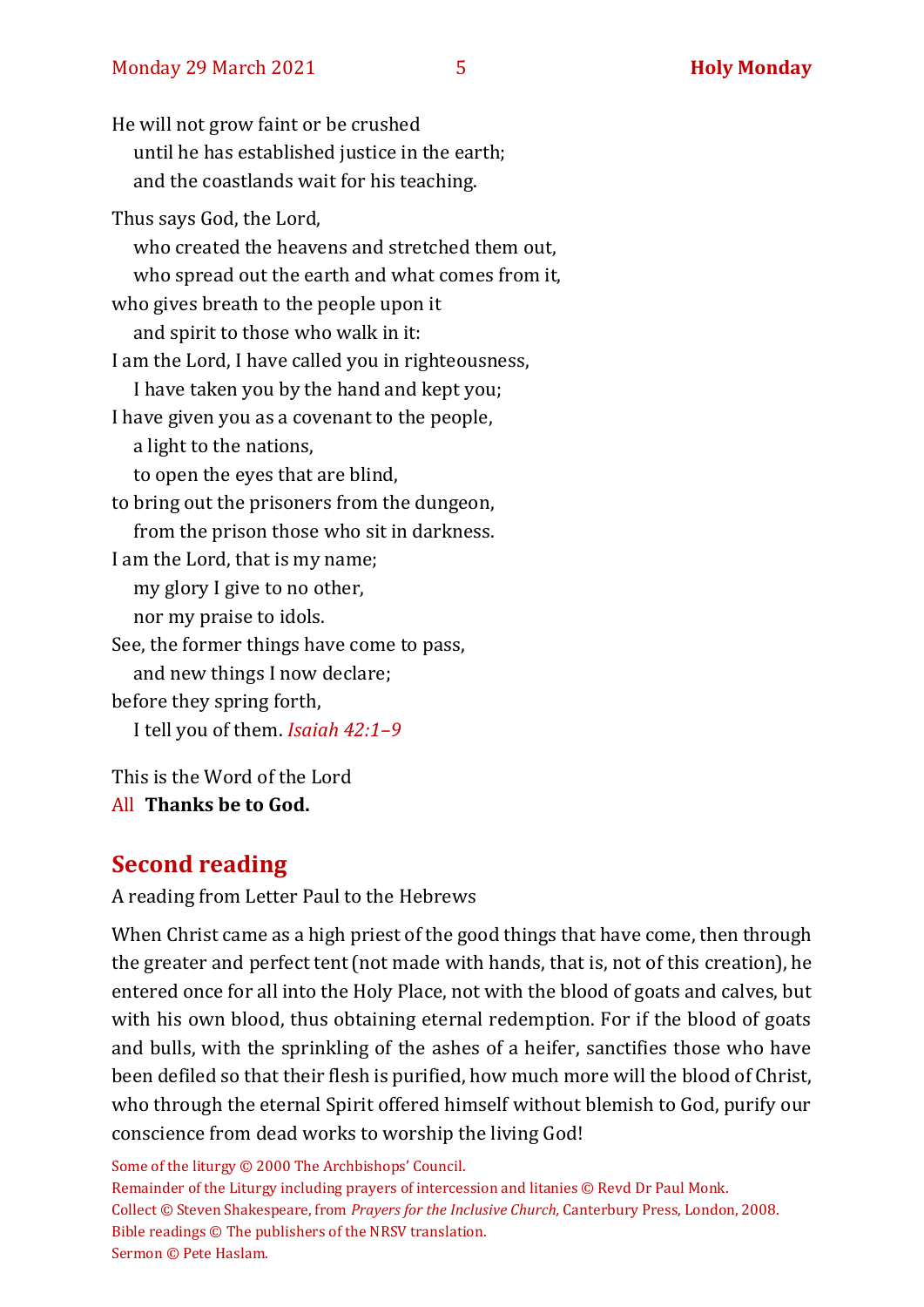He will not grow faint or be crushed
   until he has established justice in the earth;
   and the coastlands wait for his teaching.

Thus says God, the Lord,
   who created the heavens and stretched them out,
   who spread out the earth and what comes from it,
who gives breath to the people upon it
   and spirit to those who walk in it:
I am the Lord, I have called you in righteousness,
   I have taken you by the hand and kept you;
I have given you as a covenant to the people,
   a light to the nations,
   to open the eyes that are blind,
to bring out the prisoners from the dungeon,
   from the prison those who sit in darkness.
I am the Lord, that is my name;
   my glory I give to no other,
   nor my praise to idols.
See, the former things have come to pass,
   and new things I now declare;
before they spring forth,
   I tell you of them. *Isaiah 42:1–9*

This is the Word of the Lord
All **Thanks be to God.**

## Second reading

A reading from Letter Paul to the Hebrews

When Christ came as a high priest of the good things that have come, then through the greater and perfect tent (not made with hands, that is, not of this creation), he entered once for all into the Holy Place, not with the blood of goats and calves, but with his own blood, thus obtaining eternal redemption. For if the blood of goats and bulls, with the sprinkling of the ashes of a heifer, sanctifies those who have been defiled so that their flesh is purified, how much more will the blood of Christ, who through the eternal Spirit offered himself without blemish to God, purify our conscience from dead works to worship the living God!

Some of the liturgy © 2000 The Archbishops' Council.
Remainder of the Liturgy including prayers of intercession and litanies © Revd Dr Paul Monk.
Collect © Steven Shakespeare, from *Prayers for the Inclusive Church,* Canterbury Press, London, 2008.
Bible readings © The publishers of the NRSV translation.
Sermon © Pete Haslam.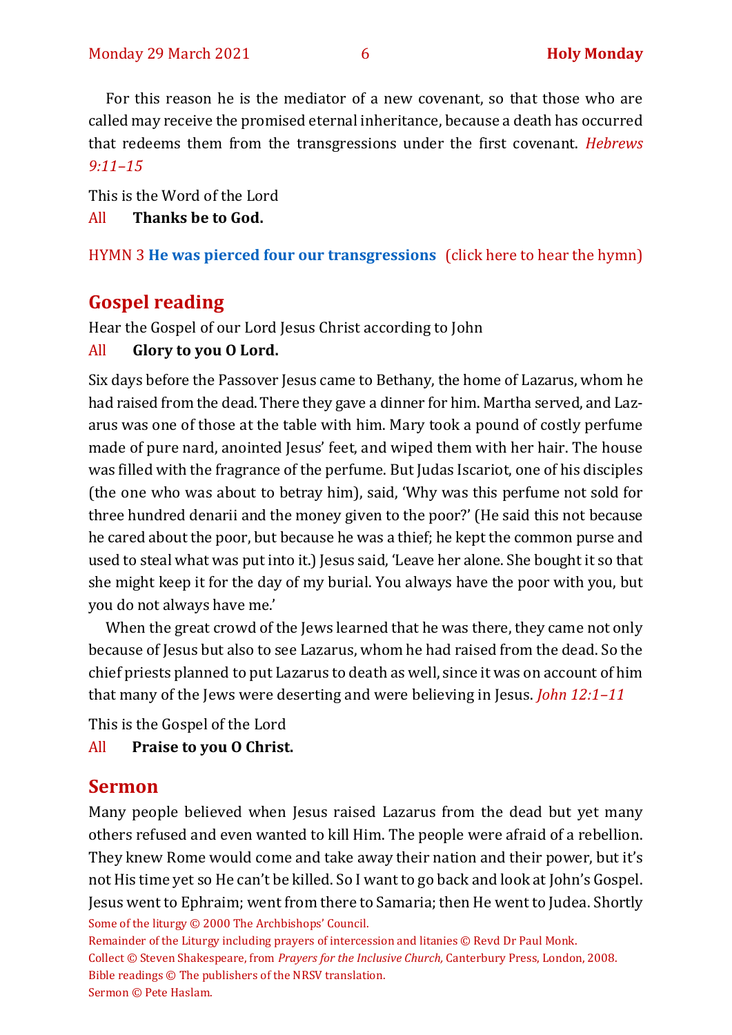For this reason he is the mediator of a new covenant, so that those who are called may receive the promised eternal inheritance, because a death has occurred that redeems them from the transgressions under the first covenant. *Hebrews 9:11–15*

This is the Word of the Lord

All **Thanks be to God.**

HYMN 3 **He was pierced four our transgressions** (click here to hear the hymn)

## Gospel reading

Hear the Gospel of our Lord Jesus Christ according to John

All **Glory to you O Lord.**

Six days before the Passover Jesus came to Bethany, the home of Lazarus, whom he had raised from the dead. There they gave a dinner for him. Martha served, and Lazarus was one of those at the table with him. Mary took a pound of costly perfume made of pure nard, anointed Jesus' feet, and wiped them with her hair. The house was filled with the fragrance of the perfume. But Judas Iscariot, one of his disciples (the one who was about to betray him), said, 'Why was this perfume not sold for three hundred denarii and the money given to the poor?' (He said this not because he cared about the poor, but because he was a thief; he kept the common purse and used to steal what was put into it.) Jesus said, 'Leave her alone. She bought it so that she might keep it for the day of my burial. You always have the poor with you, but you do not always have me.'

When the great crowd of the Jews learned that he was there, they came not only because of Jesus but also to see Lazarus, whom he had raised from the dead. So the chief priests planned to put Lazarus to death as well, since it was on account of him that many of the Jews were deserting and were believing in Jesus. *John 12:1–11*

This is the Gospel of the Lord

All **Praise to you O Christ.**

## Sermon

Many people believed when Jesus raised Lazarus from the dead but yet many others refused and even wanted to kill Him. The people were afraid of a rebellion. They knew Rome would come and take away their nation and their power, but it's not His time yet so He can't be killed. So I want to go back and look at John's Gospel. Jesus went to Ephraim; went from there to Samaria; then He went to Judea. Shortly

Some of the liturgy © 2000 The Archbishops' Council.
Remainder of the Liturgy including prayers of intercession and litanies © Revd Dr Paul Monk.
Collect © Steven Shakespeare, from *Prayers for the Inclusive Church,* Canterbury Press, London, 2008.
Bible readings © The publishers of the NRSV translation.
Sermon © Pete Haslam.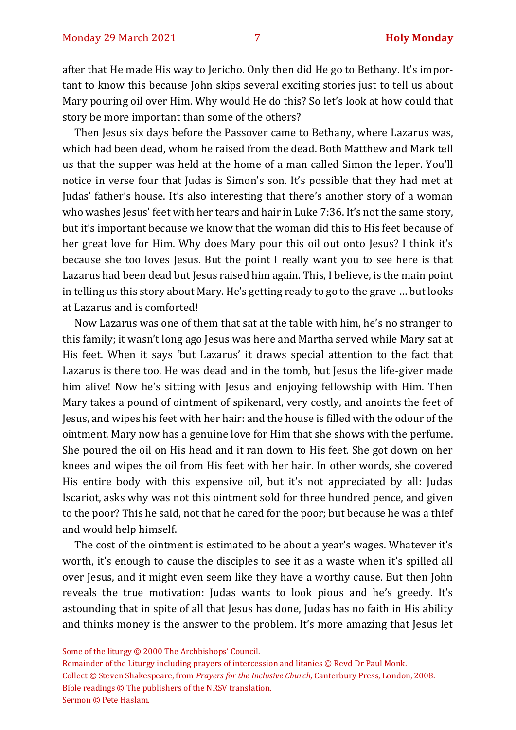after that He made His way to Jericho. Only then did He go to Bethany. It's important to know this because John skips several exciting stories just to tell us about Mary pouring oil over Him. Why would He do this? So let's look at how could that story be more important than some of the others?

Then Jesus six days before the Passover came to Bethany, where Lazarus was, which had been dead, whom he raised from the dead. Both Matthew and Mark tell us that the supper was held at the home of a man called Simon the leper. You'll notice in verse four that Judas is Simon's son. It's possible that they had met at Judas' father's house. It's also interesting that there's another story of a woman who washes Jesus' feet with her tears and hair in Luke 7:36. It's not the same story, but it's important because we know that the woman did this to His feet because of her great love for Him. Why does Mary pour this oil out onto Jesus? I think it's because she too loves Jesus. But the point I really want you to see here is that Lazarus had been dead but Jesus raised him again. This, I believe, is the main point in telling us this story about Mary. He's getting ready to go to the grave … but looks at Lazarus and is comforted!

Now Lazarus was one of them that sat at the table with him, he's no stranger to this family; it wasn't long ago Jesus was here and Martha served while Mary sat at His feet. When it says 'but Lazarus' it draws special attention to the fact that Lazarus is there too. He was dead and in the tomb, but Jesus the life-giver made him alive! Now he's sitting with Jesus and enjoying fellowship with Him. Then Mary takes a pound of ointment of spikenard, very costly, and anoints the feet of Jesus, and wipes his feet with her hair: and the house is filled with the odour of the ointment. Mary now has a genuine love for Him that she shows with the perfume. She poured the oil on His head and it ran down to His feet. She got down on her knees and wipes the oil from His feet with her hair. In other words, she covered His entire body with this expensive oil, but it's not appreciated by all: Judas Iscariot, asks why was not this ointment sold for three hundred pence, and given to the poor? This he said, not that he cared for the poor; but because he was a thief and would help himself.

The cost of the ointment is estimated to be about a year's wages. Whatever it's worth, it's enough to cause the disciples to see it as a waste when it's spilled all over Jesus, and it might even seem like they have a worthy cause. But then John reveals the true motivation: Judas wants to look pious and he's greedy. It's astounding that in spite of all that Jesus has done, Judas has no faith in His ability and thinks money is the answer to the problem. It's more amazing that Jesus let

Some of the liturgy © 2000 The Archbishops' Council.
Remainder of the Liturgy including prayers of intercession and litanies © Revd Dr Paul Monk.
Collect © Steven Shakespeare, from *Prayers for the Inclusive Church,* Canterbury Press, London, 2008.
Bible readings © The publishers of the NRSV translation.
Sermon © Pete Haslam.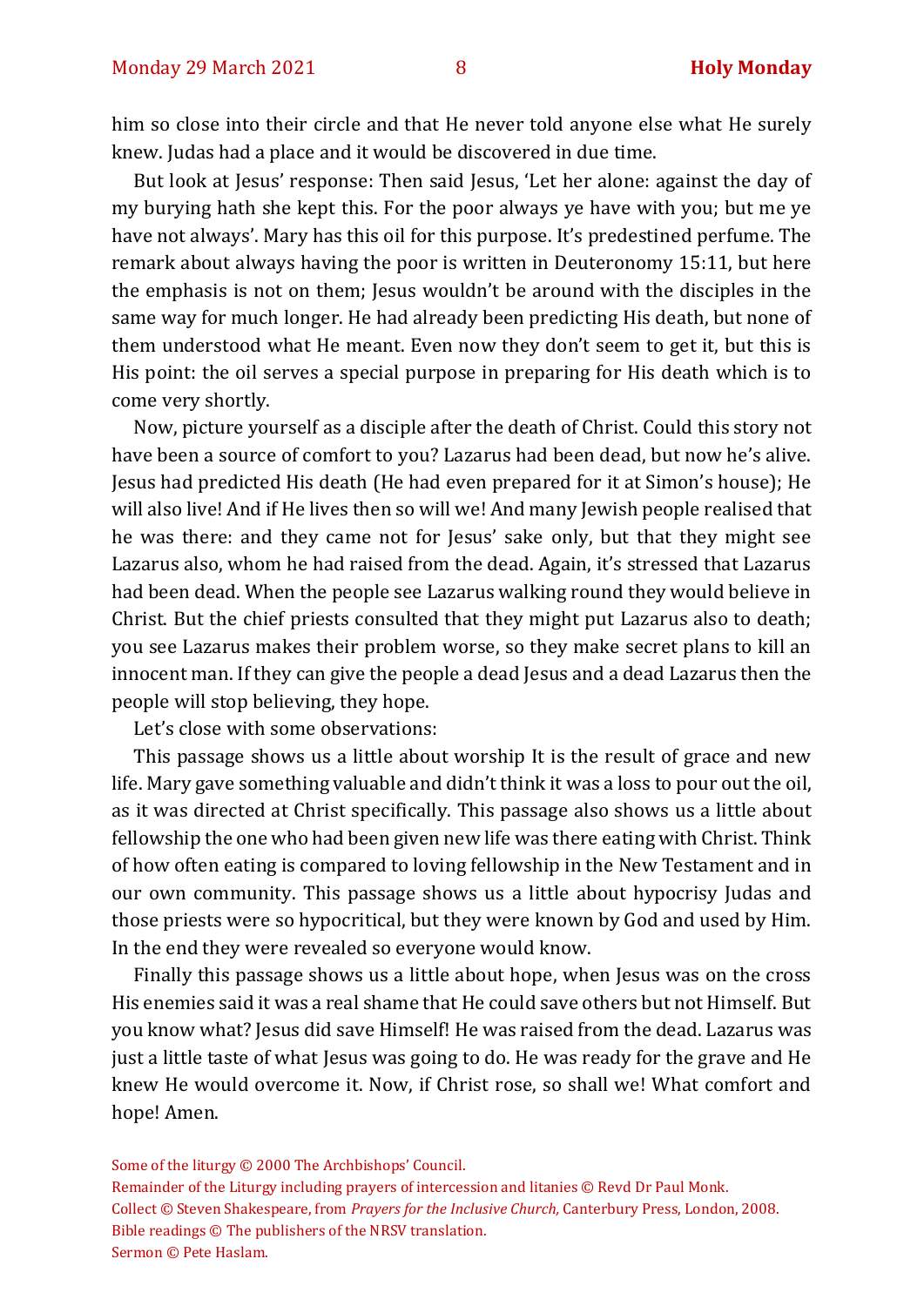him so close into their circle and that He never told anyone else what He surely knew. Judas had a place and it would be discovered in due time.

But look at Jesus' response: Then said Jesus, 'Let her alone: against the day of my burying hath she kept this. For the poor always ye have with you; but me ye have not always'. Mary has this oil for this purpose. It's predestined perfume. The remark about always having the poor is written in Deuteronomy 15:11, but here the emphasis is not on them; Jesus wouldn't be around with the disciples in the same way for much longer. He had already been predicting His death, but none of them understood what He meant. Even now they don't seem to get it, but this is His point: the oil serves a special purpose in preparing for His death which is to come very shortly.

Now, picture yourself as a disciple after the death of Christ. Could this story not have been a source of comfort to you? Lazarus had been dead, but now he's alive. Jesus had predicted His death (He had even prepared for it at Simon's house); He will also live! And if He lives then so will we! And many Jewish people realised that he was there: and they came not for Jesus' sake only, but that they might see Lazarus also, whom he had raised from the dead. Again, it's stressed that Lazarus had been dead. When the people see Lazarus walking round they would believe in Christ. But the chief priests consulted that they might put Lazarus also to death; you see Lazarus makes their problem worse, so they make secret plans to kill an innocent man. If they can give the people a dead Jesus and a dead Lazarus then the people will stop believing, they hope.

Let's close with some observations:

This passage shows us a little about worship It is the result of grace and new life. Mary gave something valuable and didn't think it was a loss to pour out the oil, as it was directed at Christ specifically. This passage also shows us a little about fellowship the one who had been given new life was there eating with Christ. Think of how often eating is compared to loving fellowship in the New Testament and in our own community. This passage shows us a little about hypocrisy Judas and those priests were so hypocritical, but they were known by God and used by Him. In the end they were revealed so everyone would know.

Finally this passage shows us a little about hope, when Jesus was on the cross His enemies said it was a real shame that He could save others but not Himself. But you know what? Jesus did save Himself! He was raised from the dead. Lazarus was just a little taste of what Jesus was going to do. He was ready for the grave and He knew He would overcome it. Now, if Christ rose, so shall we! What comfort and hope! Amen.

Some of the liturgy © 2000 The Archbishops' Council.
Remainder of the Liturgy including prayers of intercession and litanies © Revd Dr Paul Monk.
Collect © Steven Shakespeare, from *Prayers for the Inclusive Church,* Canterbury Press, London, 2008.
Bible readings © The publishers of the NRSV translation.
Sermon © Pete Haslam.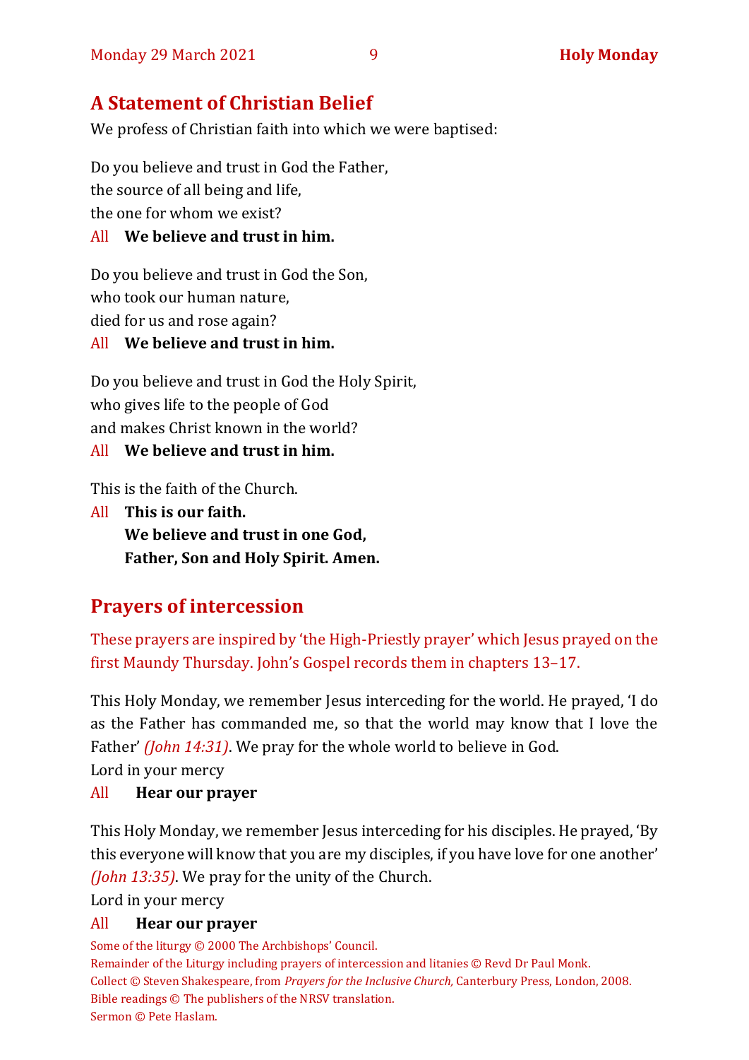## A Statement of Christian Belief

We profess of Christian faith into which we were baptised:

Do you believe and trust in God the Father,
the source of all being and life,
the one for whom we exist?

All **We believe and trust in him.**

Do you believe and trust in God the Son,
who took our human nature,
died for us and rose again?

All **We believe and trust in him.**

Do you believe and trust in God the Holy Spirit,
who gives life to the people of God
and makes Christ known in the world?

All **We believe and trust in him.**

This is the faith of the Church.

All **This is our faith.**
**We believe and trust in one God,**
**Father, Son and Holy Spirit. Amen.**

## Prayers of intercession

These prayers are inspired by 'the High-Priestly prayer' which Jesus prayed on the first Maundy Thursday. John's Gospel records them in chapters 13–17.

This Holy Monday, we remember Jesus interceding for the world. He prayed, 'I do as the Father has commanded me, so that the world may know that I love the Father' *(John 14:31)*. We pray for the whole world to believe in God.
Lord in your mercy

All **Hear our prayer**

This Holy Monday, we remember Jesus interceding for his disciples. He prayed, 'By this everyone will know that you are my disciples, if you have love for one another' *(John 13:35)*. We pray for the unity of the Church.
Lord in your mercy

All **Hear our prayer**

Some of the liturgy © 2000 The Archbishops' Council.
Remainder of the Liturgy including prayers of intercession and litanies © Revd Dr Paul Monk.
Collect © Steven Shakespeare, from *Prayers for the Inclusive Church,* Canterbury Press, London, 2008.
Bible readings © The publishers of the NRSV translation.
Sermon © Pete Haslam.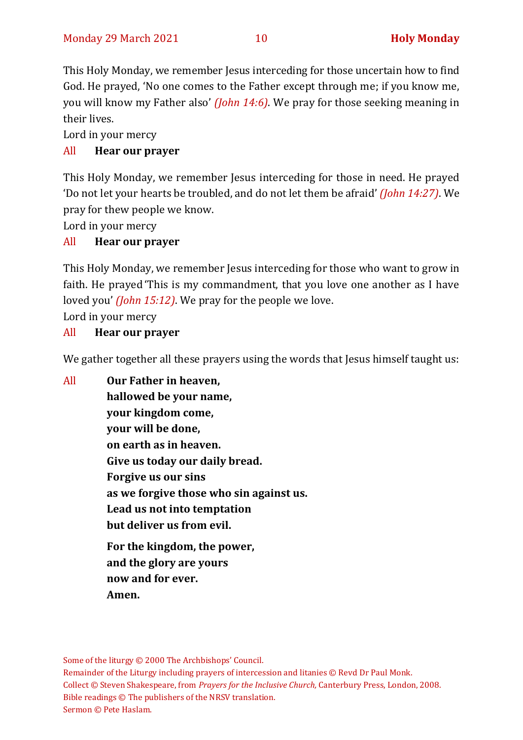This Holy Monday, we remember Jesus interceding for those uncertain how to find God. He prayed, 'No one comes to the Father except through me; if you know me, you will know my Father also' *(John 14:6)*. We pray for those seeking meaning in their lives.

Lord in your mercy

All **Hear our prayer**

This Holy Monday, we remember Jesus interceding for those in need. He prayed 'Do not let your hearts be troubled, and do not let them be afraid' *(John 14:27)*. We pray for thew people we know.

Lord in your mercy

All **Hear our prayer**

This Holy Monday, we remember Jesus interceding for those who want to grow in faith. He prayed 'This is my commandment, that you love one another as I have loved you' *(John 15:12)*. We pray for the people we love.

Lord in your mercy

All **Hear our prayer**

We gather together all these prayers using the words that Jesus himself taught us:

All **Our Father in heaven,**
**hallowed be your name,**
**your kingdom come,**
**your will be done,**
**on earth as in heaven.**
**Give us today our daily bread.**
**Forgive us our sins**
**as we forgive those who sin against us.**
**Lead us not into temptation**
**but deliver us from evil.**

**For the kingdom, the power,**
**and the glory are yours**
**now and for ever.**
**Amen.**

Some of the liturgy © 2000 The Archbishops' Council.
Remainder of the Liturgy including prayers of intercession and litanies © Revd Dr Paul Monk.
Collect © Steven Shakespeare, from *Prayers for the Inclusive Church,* Canterbury Press, London, 2008.
Bible readings © The publishers of the NRSV translation.
Sermon © Pete Haslam.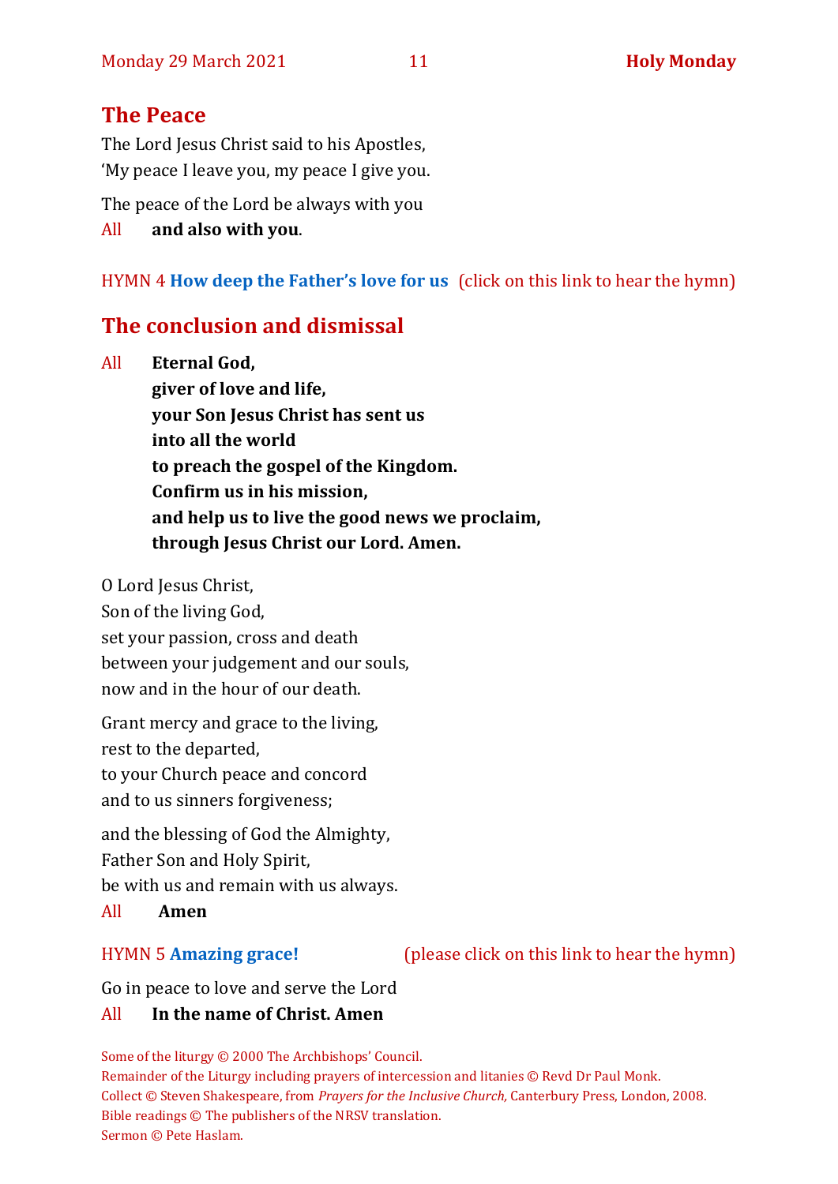## The Peace

The Lord Jesus Christ said to his Apostles,
'My peace I leave you, my peace I give you.

The peace of the Lord be always with you
All **and also with you**.

HYMN 4 **How deep the Father's love for us** (click on this link to hear the hymn)

## The conclusion and dismissal

All **Eternal God,**
**giver of love and life,**
**your Son Jesus Christ has sent us**
**into all the world**
**to preach the gospel of the Kingdom.**
**Confirm us in his mission,**
**and help us to live the good news we proclaim,**
**through Jesus Christ our Lord. Amen.**

O Lord Jesus Christ,
Son of the living God,
set your passion, cross and death
between your judgement and our souls,
now and in the hour of our death.

Grant mercy and grace to the living,
rest to the departed,
to your Church peace and concord
and to us sinners forgiveness;

and the blessing of God the Almighty,
Father Son and Holy Spirit,
be with us and remain with us always.
All **Amen**

HYMN 5 **Amazing grace!** (please click on this link to hear the hymn)

Go in peace to love and serve the Lord
All **In the name of Christ. Amen**

Some of the liturgy © 2000 The Archbishops' Council.
Remainder of the Liturgy including prayers of intercession and litanies © Revd Dr Paul Monk.
Collect © Steven Shakespeare, from *Prayers for the Inclusive Church,* Canterbury Press, London, 2008.
Bible readings © The publishers of the NRSV translation.
Sermon © Pete Haslam.